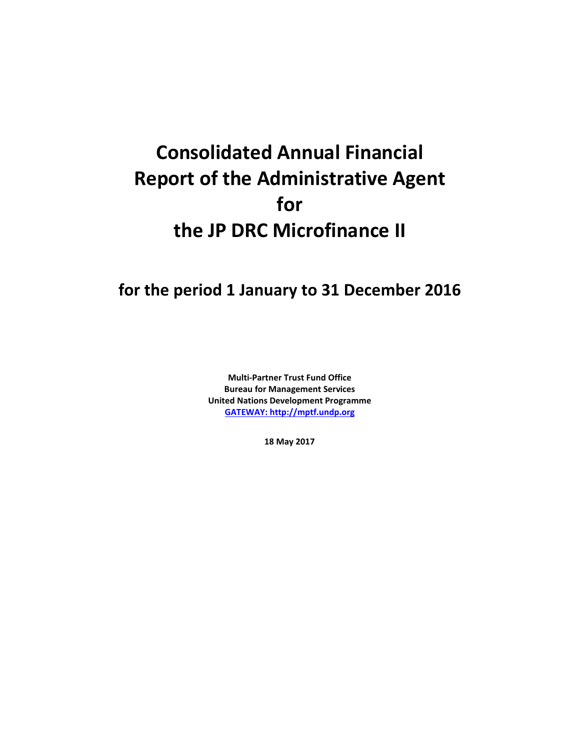# Consolidated Annual Financial Report of the Administrative Agent for the JP DRC Microfinance II

## for the period 1 January to 31 December 2016

**Multi-Partner Trust Fund Office**
**Bureau for Management Services**
**United Nations Development Programme**
**[GATEWAY: http://mptf.undp.org](http://mptf.undp.org)**

**18 May 2017**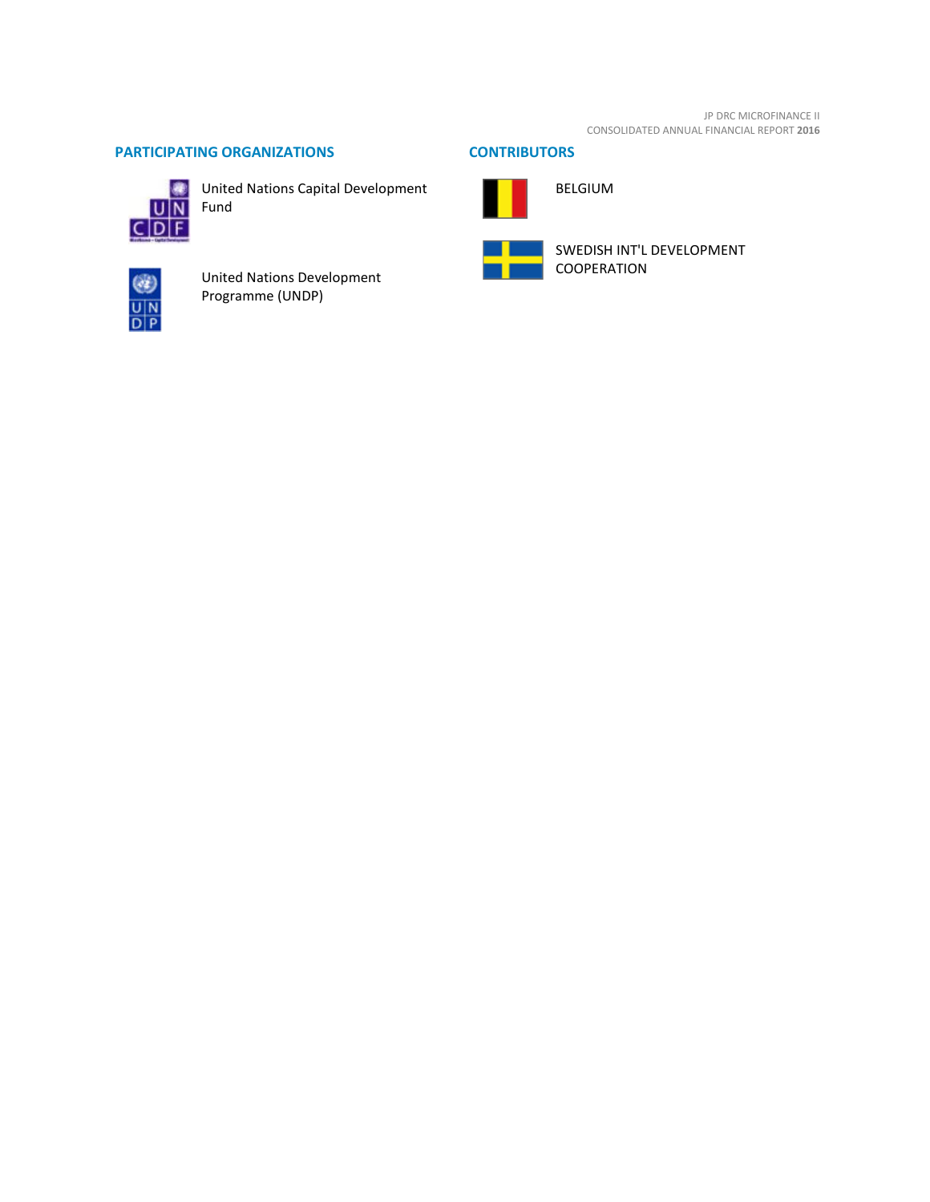## PARTICIPATING ORGANIZATIONS

United Nations Capital Development Fund

United Nations Development Programme (UNDP)

## CONTRIBUTORS

BELGIUM

SWEDISH INT'L DEVELOPMENT COOPERATION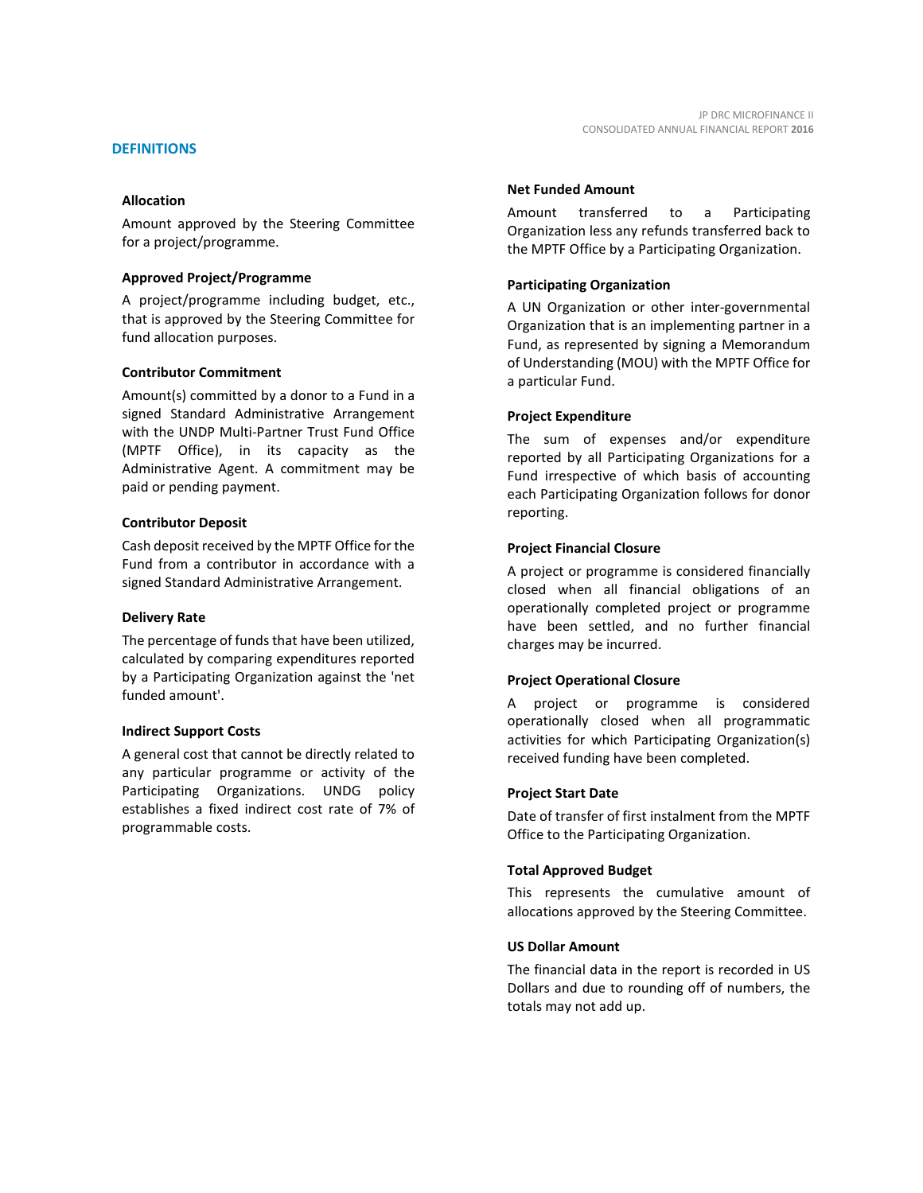## DEFINITIONS

### Allocation

Amount approved by the Steering Committee for a project/programme.

### Approved Project/Programme

A project/programme including budget, etc., that is approved by the Steering Committee for fund allocation purposes.

### Contributor Commitment

Amount(s) committed by a donor to a Fund in a signed Standard Administrative Arrangement with the UNDP Multi-Partner Trust Fund Office (MPTF Office), in its capacity as the Administrative Agent. A commitment may be paid or pending payment.

### Contributor Deposit

Cash deposit received by the MPTF Office for the Fund from a contributor in accordance with a signed Standard Administrative Arrangement.

### Delivery Rate

The percentage of funds that have been utilized, calculated by comparing expenditures reported by a Participating Organization against the 'net funded amount'.

### Indirect Support Costs

A general cost that cannot be directly related to any particular programme or activity of the Participating Organizations. UNDG policy establishes a fixed indirect cost rate of 7% of programmable costs.

### Net Funded Amount

Amount transferred to a Participating Organization less any refunds transferred back to the MPTF Office by a Participating Organization.

### Participating Organization

A UN Organization or other inter-governmental Organization that is an implementing partner in a Fund, as represented by signing a Memorandum of Understanding (MOU) with the MPTF Office for a particular Fund.

### Project Expenditure

The sum of expenses and/or expenditure reported by all Participating Organizations for a Fund irrespective of which basis of accounting each Participating Organization follows for donor reporting.

### Project Financial Closure

A project or programme is considered financially closed when all financial obligations of an operationally completed project or programme have been settled, and no further financial charges may be incurred.

### Project Operational Closure

A project or programme is considered operationally closed when all programmatic activities for which Participating Organization(s) received funding have been completed.

### Project Start Date

Date of transfer of first instalment from the MPTF Office to the Participating Organization.

### Total Approved Budget

This represents the cumulative amount of allocations approved by the Steering Committee.

### US Dollar Amount

The financial data in the report is recorded in US Dollars and due to rounding off of numbers, the totals may not add up.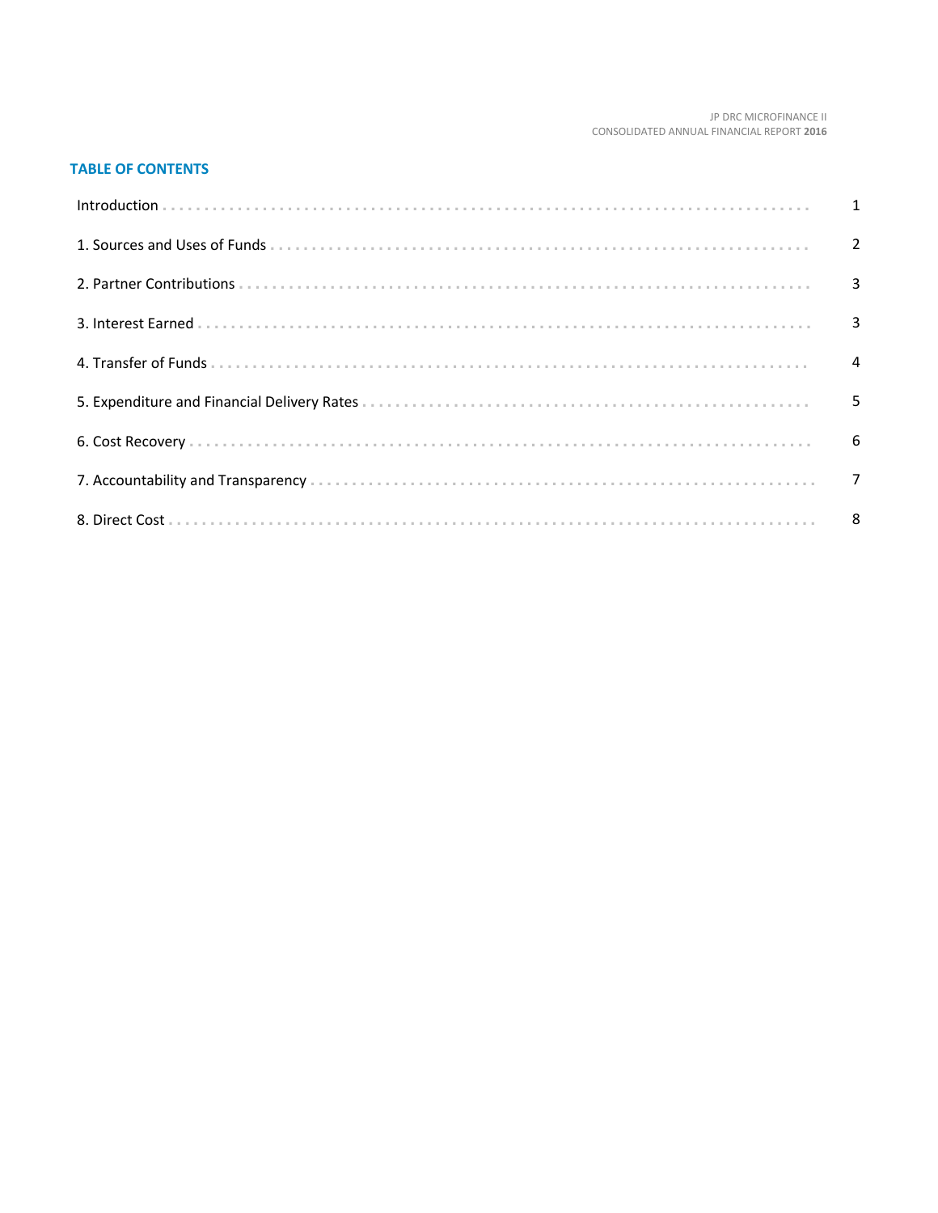## TABLE OF CONTENTS

| | |
|---|---|
| Introduction | 1 |
| 1. Sources and Uses of Funds | 2 |
| 2. Partner Contributions | 3 |
| 3. Interest Earned | 3 |
| 4. Transfer of Funds | 4 |
| 5. Expenditure and Financial Delivery Rates | 5 |
| 6. Cost Recovery | 6 |
| 7. Accountability and Transparency | 7 |
| 8. Direct Cost | 8 |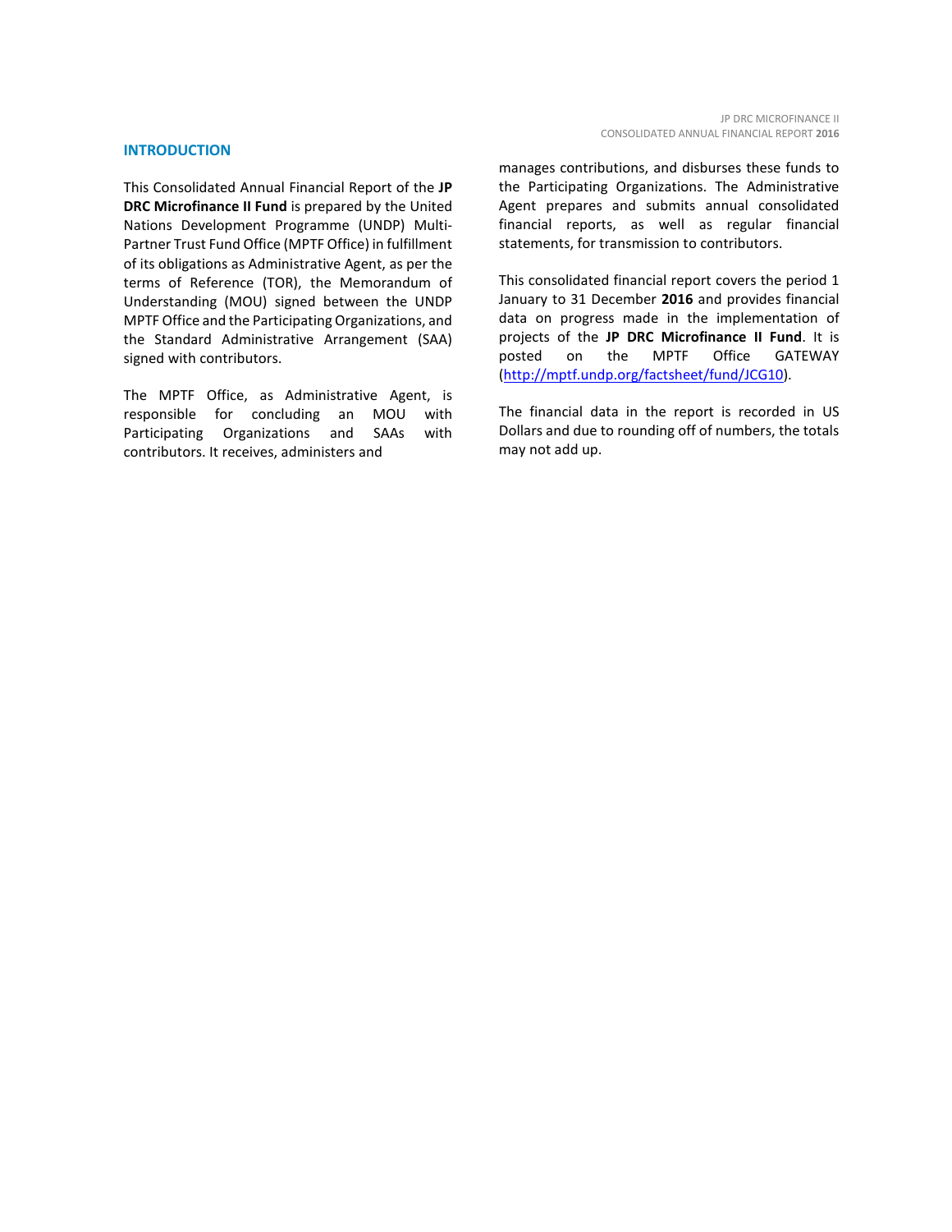## INTRODUCTION

This Consolidated Annual Financial Report of the **JP DRC Microfinance II Fund** is prepared by the United Nations Development Programme (UNDP) Multi-Partner Trust Fund Office (MPTF Office) in fulfillment of its obligations as Administrative Agent, as per the terms of Reference (TOR), the Memorandum of Understanding (MOU) signed between the UNDP MPTF Office and the Participating Organizations, and the Standard Administrative Arrangement (SAA) signed with contributors.

The MPTF Office, as Administrative Agent, is responsible for concluding an MOU with Participating Organizations and SAAs with contributors. It receives, administers and manages contributions, and disburses these funds to the Participating Organizations. The Administrative Agent prepares and submits annual consolidated financial reports, as well as regular financial statements, for transmission to contributors.

This consolidated financial report covers the period 1 January to 31 December **2016** and provides financial data on progress made in the implementation of projects of the **JP DRC Microfinance II Fund**. It is posted on the MPTF Office GATEWAY (http://mptf.undp.org/factsheet/fund/JCG10).

The financial data in the report is recorded in US Dollars and due to rounding off of numbers, the totals may not add up.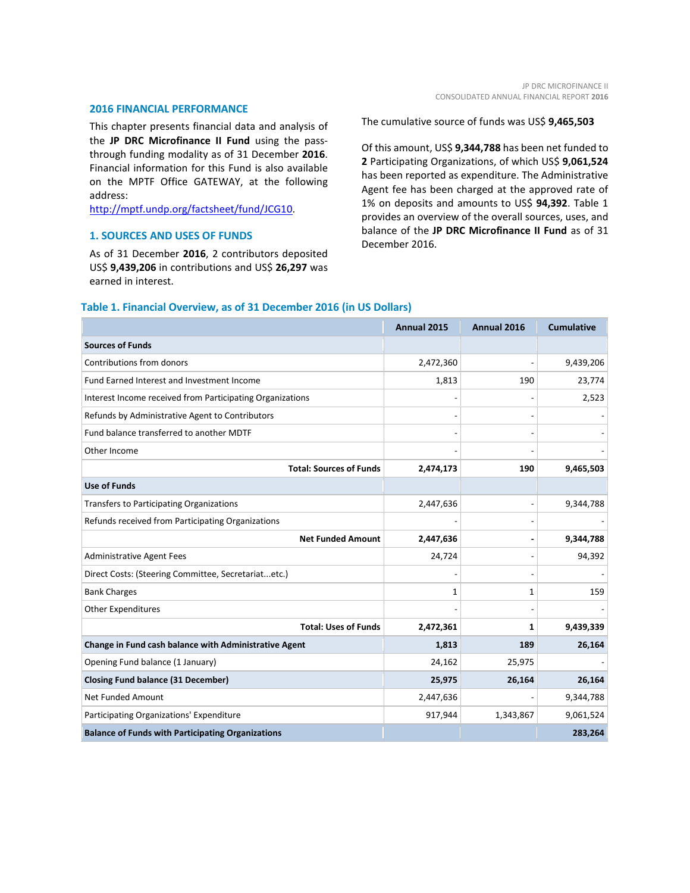## 2016 FINANCIAL PERFORMANCE

This chapter presents financial data and analysis of the **JP DRC Microfinance II Fund** using the pass-through funding modality as of 31 December **2016**. Financial information for this Fund is also available on the MPTF Office GATEWAY, at the following address: http://mptf.undp.org/factsheet/fund/JCG10.

## 1. SOURCES AND USES OF FUNDS

As of 31 December **2016**, 2 contributors deposited US$ **9,439,206** in contributions and US$ **26,297** was earned in interest.

The cumulative source of funds was US$ **9,465,503**

Of this amount, US$ **9,344,788** has been net funded to **2** Participating Organizations, of which US$ **9,061,524** has been reported as expenditure. The Administrative Agent fee has been charged at the approved rate of 1% on deposits and amounts to US$ **94,392**. Table 1 provides an overview of the overall sources, uses, and balance of the **JP DRC Microfinance II Fund** as of 31 December 2016.

### Table 1. Financial Overview, as of 31 December 2016 (in US Dollars)

| | Annual 2015 | Annual 2016 | Cumulative |
|---|---|---|---|
| **Sources of Funds** | | | |
| Contributions from donors | 2,472,360 | - | 9,439,206 |
| Fund Earned Interest and Investment Income | 1,813 | 190 | 23,774 |
| Interest Income received from Participating Organizations | - | - | 2,523 |
| Refunds by Administrative Agent to Contributors | - | - | - |
| Fund balance transferred to another MDTF | - | - | - |
| Other Income | - | - | - |
| **Total: Sources of Funds** | **2,474,173** | **190** | **9,465,503** |
| **Use of Funds** | | | |
| Transfers to Participating Organizations | 2,447,636 | - | 9,344,788 |
| Refunds received from Participating Organizations | - | - | - |
| **Net Funded Amount** | **2,447,636** | **-** | **9,344,788** |
| Administrative Agent Fees | 24,724 | - | 94,392 |
| Direct Costs: (Steering Committee, Secretariat...etc.) | - | - | - |
| Bank Charges | 1 | 1 | 159 |
| Other Expenditures | - | - | - |
| **Total: Uses of Funds** | **2,472,361** | **1** | **9,439,339** |
| **Change in Fund cash balance with Administrative Agent** | **1,813** | **189** | **26,164** |
| Opening Fund balance (1 January) | 24,162 | 25,975 | - |
| **Closing Fund balance (31 December)** | **25,975** | **26,164** | **26,164** |
| Net Funded Amount | 2,447,636 | - | 9,344,788 |
| Participating Organizations' Expenditure | 917,944 | 1,343,867 | 9,061,524 |
| **Balance of Funds with Participating Organizations** | | | **283,264** |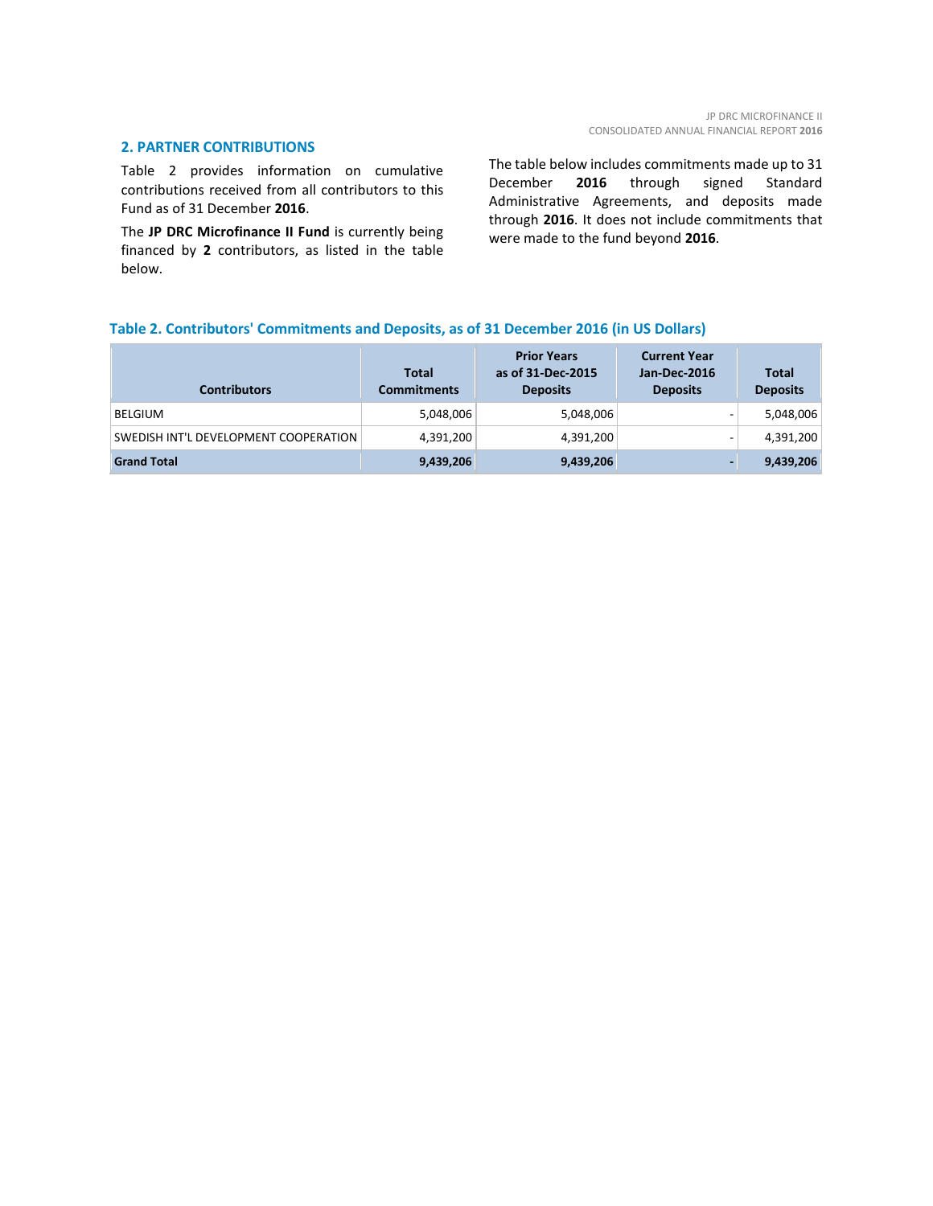## 2. PARTNER CONTRIBUTIONS

Table 2 provides information on cumulative contributions received from all contributors to this Fund as of 31 December **2016**.

The **JP DRC Microfinance II Fund** is currently being financed by **2** contributors, as listed in the table below.

The table below includes commitments made up to 31 December **2016** through signed Standard Administrative Agreements, and deposits made through **2016**. It does not include commitments that were made to the fund beyond **2016**.

### Table 2. Contributors' Commitments and Deposits, as of 31 December 2016 (in US Dollars)

| Contributors | Total Commitments | Prior Years as of 31-Dec-2015 Deposits | Current Year Jan-Dec-2016 Deposits | Total Deposits |
|---|---|---|---|---|
| BELGIUM | 5,048,006 | 5,048,006 | - | 5,048,006 |
| SWEDISH INT'L DEVELOPMENT COOPERATION | 4,391,200 | 4,391,200 | - | 4,391,200 |
| **Grand Total** | **9,439,206** | **9,439,206** | **-** | **9,439,206** |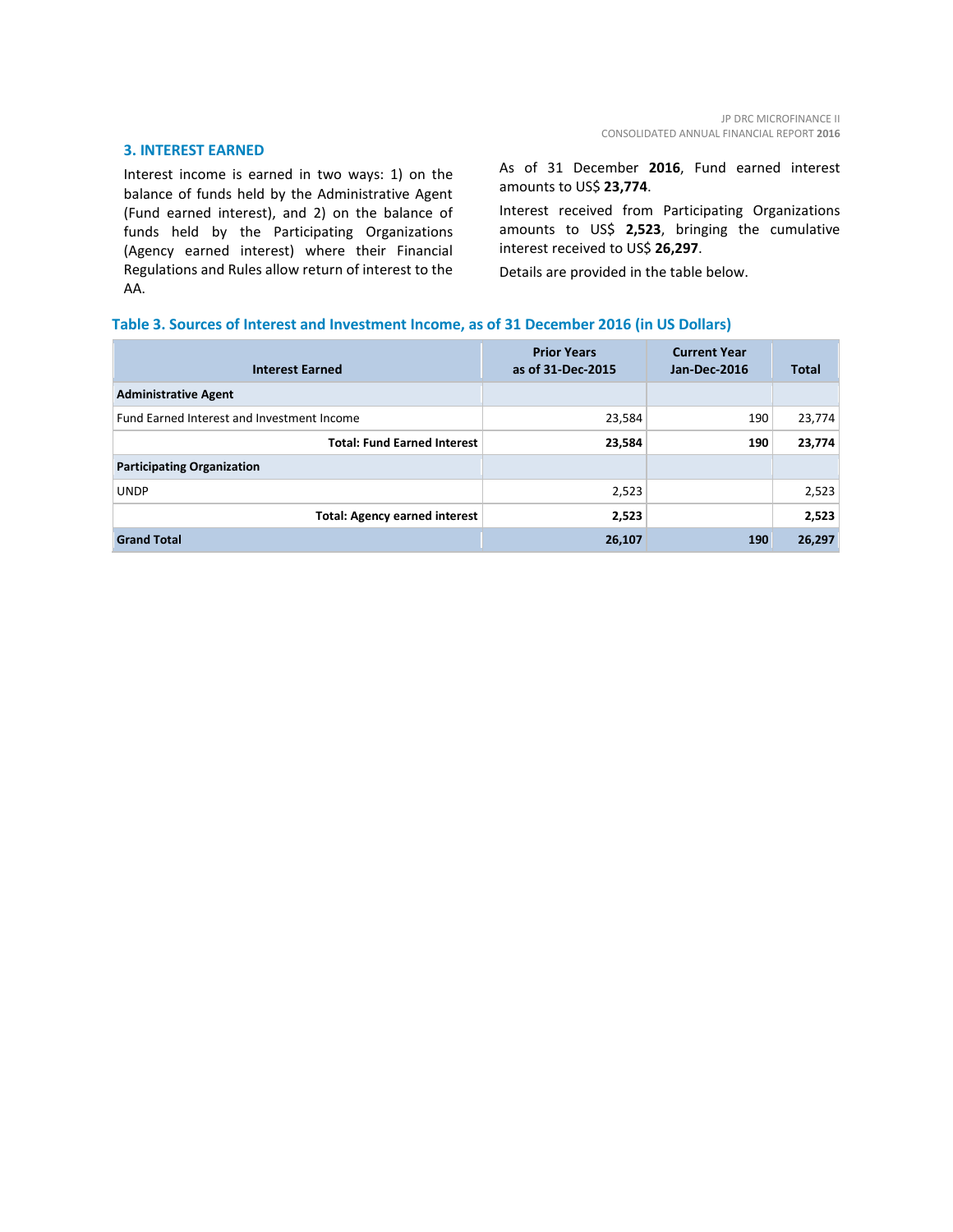## 3. INTEREST EARNED

Interest income is earned in two ways: 1) on the balance of funds held by the Administrative Agent (Fund earned interest), and 2) on the balance of funds held by the Participating Organizations (Agency earned interest) where their Financial Regulations and Rules allow return of interest to the AA.

As of 31 December **2016**, Fund earned interest amounts to US$ **23,774**.

Interest received from Participating Organizations amounts to US$ **2,523**, bringing the cumulative interest received to US$ **26,297**.

Details are provided in the table below.

**Table 3. Sources of Interest and Investment Income, as of 31 December 2016 (in US Dollars)**

| Interest Earned | Prior Years as of 31-Dec-2015 | Current Year Jan-Dec-2016 | Total |
|---|---|---|---|
| **Administrative Agent** | | | |
| Fund Earned Interest and Investment Income | 23,584 | 190 | 23,774 |
| **Total: Fund Earned Interest** | **23,584** | **190** | **23,774** |
| **Participating Organization** | | | |
| UNDP | 2,523 | | 2,523 |
| **Total: Agency earned interest** | **2,523** | | **2,523** |
| **Grand Total** | **26,107** | **190** | **26,297** |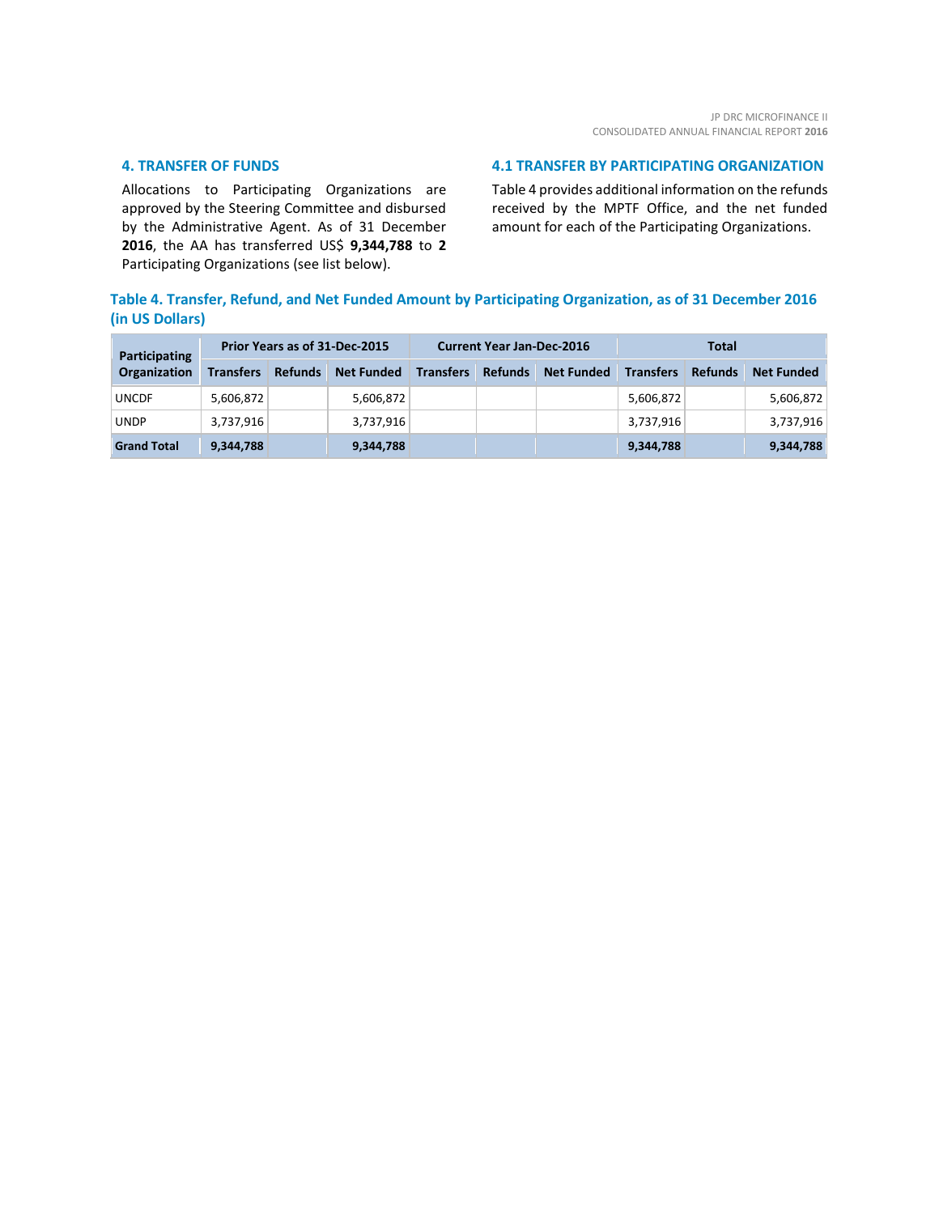## 4. TRANSFER OF FUNDS

Allocations to Participating Organizations are approved by the Steering Committee and disbursed by the Administrative Agent. As of 31 December **2016**, the AA has transferred US$ **9,344,788** to **2** Participating Organizations (see list below).

### 4.1 TRANSFER BY PARTICIPATING ORGANIZATION

Table 4 provides additional information on the refunds received by the MPTF Office, and the net funded amount for each of the Participating Organizations.

**Table 4. Transfer, Refund, and Net Funded Amount by Participating Organization, as of 31 December 2016 (in US Dollars)**

| Participating Organization | Prior Years as of 31-Dec-2015 | | | Current Year Jan-Dec-2016 | | | Total | | |
|---|---|---|---|---|---|---|---|---|---|
| | Transfers | Refunds | Net Funded | Transfers | Refunds | Net Funded | Transfers | Refunds | Net Funded |
| UNCDF | 5,606,872 | | 5,606,872 | | | | 5,606,872 | | 5,606,872 |
| UNDP | 3,737,916 | | 3,737,916 | | | | 3,737,916 | | 3,737,916 |
| **Grand Total** | **9,344,788** | | **9,344,788** | | | | **9,344,788** | | **9,344,788** |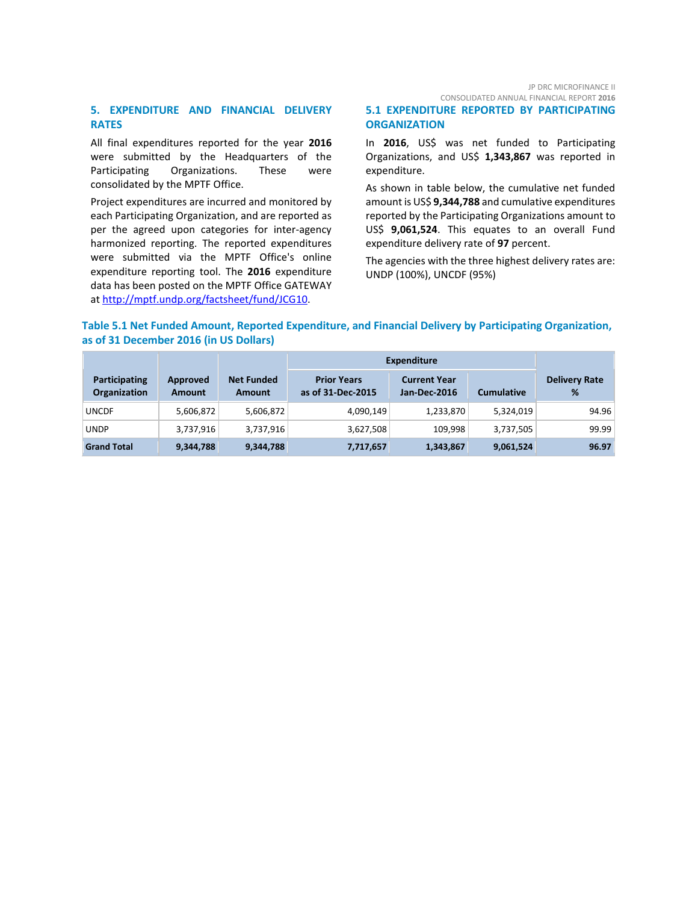## 5. EXPENDITURE AND FINANCIAL DELIVERY RATES

All final expenditures reported for the year **2016** were submitted by the Headquarters of the Participating Organizations. These were consolidated by the MPTF Office.

Project expenditures are incurred and monitored by each Participating Organization, and are reported as per the agreed upon categories for inter-agency harmonized reporting. The reported expenditures were submitted via the MPTF Office's online expenditure reporting tool. The **2016** expenditure data has been posted on the MPTF Office GATEWAY at http://mptf.undp.org/factsheet/fund/JCG10.

## 5.1 EXPENDITURE REPORTED BY PARTICIPATING ORGANIZATION

In **2016**, US$ was net funded to Participating Organizations, and US$ **1,343,867** was reported in expenditure.

As shown in table below, the cumulative net funded amount is US$ **9,344,788** and cumulative expenditures reported by the Participating Organizations amount to US$ **9,061,524**. This equates to an overall Fund expenditure delivery rate of **97** percent.

The agencies with the three highest delivery rates are: UNDP (100%), UNCDF (95%)

**Table 5.1 Net Funded Amount, Reported Expenditure, and Financial Delivery by Participating Organization, as of 31 December 2016 (in US Dollars)**

| Participating Organization | Approved Amount | Net Funded Amount | Expenditure | | | Delivery Rate % |
|---|---|---|---|---|---|---|
| | | | Prior Years as of 31-Dec-2015 | Current Year Jan-Dec-2016 | Cumulative | |
| UNCDF | 5,606,872 | 5,606,872 | 4,090,149 | 1,233,870 | 5,324,019 | 94.96 |
| UNDP | 3,737,916 | 3,737,916 | 3,627,508 | 109,998 | 3,737,505 | 99.99 |
| **Grand Total** | **9,344,788** | **9,344,788** | **7,717,657** | **1,343,867** | **9,061,524** | **96.97** |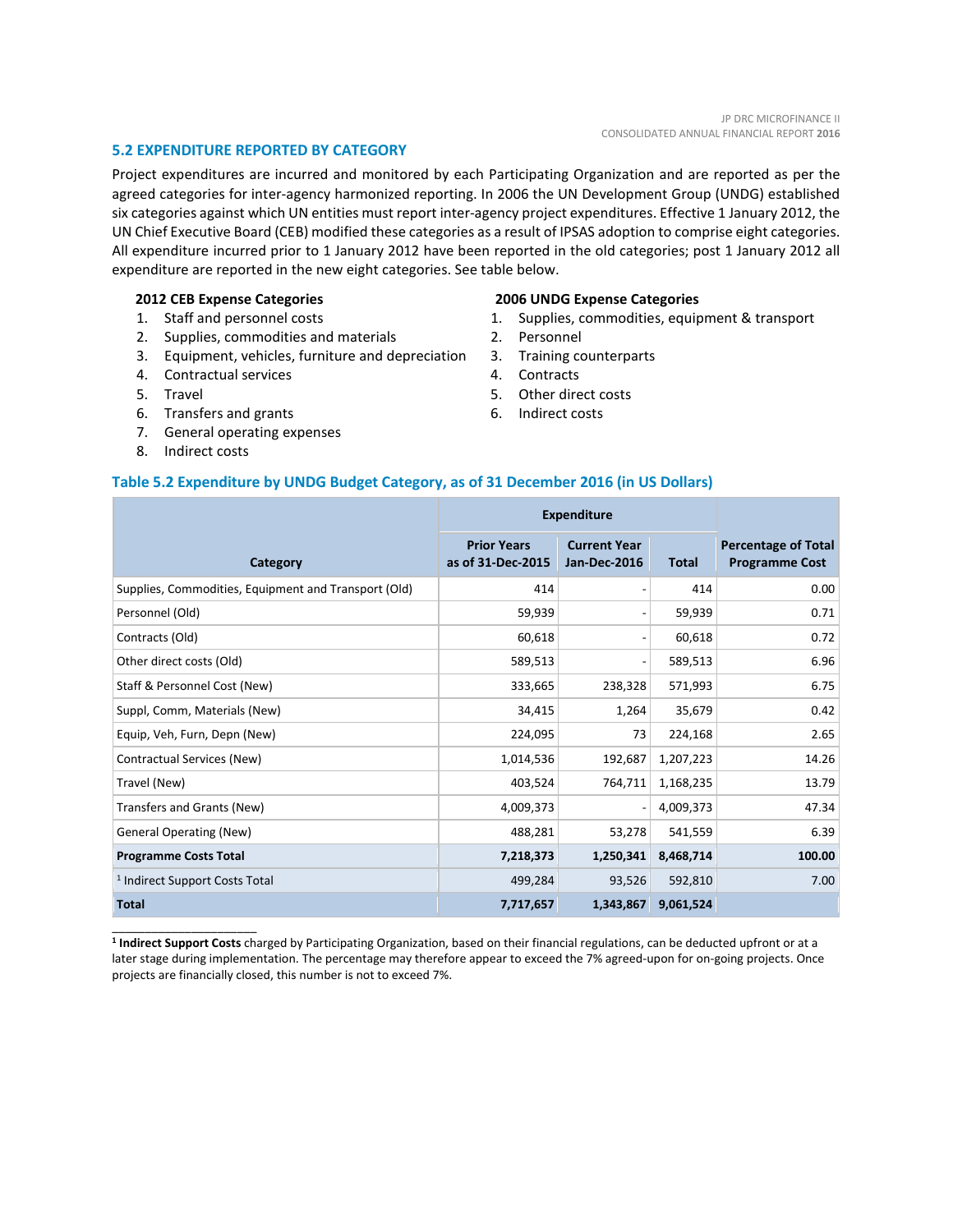## 5.2 EXPENDITURE REPORTED BY CATEGORY

Project expenditures are incurred and monitored by each Participating Organization and are reported as per the agreed categories for inter-agency harmonized reporting. In 2006 the UN Development Group (UNDG) established six categories against which UN entities must report inter-agency project expenditures. Effective 1 January 2012, the UN Chief Executive Board (CEB) modified these categories as a result of IPSAS adoption to comprise eight categories. All expenditure incurred prior to 1 January 2012 have been reported in the old categories; post 1 January 2012 all expenditure are reported in the new eight categories. See table below.

**2012 CEB Expense Categories**

1. Staff and personnel costs
2. Supplies, commodities and materials
3. Equipment, vehicles, furniture and depreciation
4. Contractual services
5. Travel
6. Transfers and grants
7. General operating expenses
8. Indirect costs

**2006 UNDG Expense Categories**

1. Supplies, commodities, equipment & transport
2. Personnel
3. Training counterparts
4. Contracts
5. Other direct costs
6. Indirect costs

### Table 5.2 Expenditure by UNDG Budget Category, as of 31 December 2016 (in US Dollars)

| Category | Expenditure | | | Percentage of Total Programme Cost |
|---|---|---|---|---|
| | Prior Years as of 31-Dec-2015 | Current Year Jan-Dec-2016 | Total | |
| Supplies, Commodities, Equipment and Transport (Old) | 414 | - | 414 | 0.00 |
| Personnel (Old) | 59,939 | - | 59,939 | 0.71 |
| Contracts (Old) | 60,618 | - | 60,618 | 0.72 |
| Other direct costs (Old) | 589,513 | - | 589,513 | 6.96 |
| Staff & Personnel Cost (New) | 333,665 | 238,328 | 571,993 | 6.75 |
| Suppl, Comm, Materials (New) | 34,415 | 1,264 | 35,679 | 0.42 |
| Equip, Veh, Furn, Depn (New) | 224,095 | 73 | 224,168 | 2.65 |
| Contractual Services (New) | 1,014,536 | 192,687 | 1,207,223 | 14.26 |
| Travel (New) | 403,524 | 764,711 | 1,168,235 | 13.79 |
| Transfers and Grants (New) | 4,009,373 | - | 4,009,373 | 47.34 |
| General Operating (New) | 488,281 | 53,278 | 541,559 | 6.39 |
| **Programme Costs Total** | **7,218,373** | **1,250,341** | **8,468,714** | **100.00** |
| [1] Indirect Support Costs Total | 499,284 | 93,526 | 592,810 | 7.00 |
| **Total** | **7,717,657** | **1,343,867** | **9,061,524** | |

[1] **Indirect Support Costs** charged by Participating Organization, based on their financial regulations, can be deducted upfront or at a later stage during implementation. The percentage may therefore appear to exceed the 7% agreed-upon for on-going projects. Once projects are financially closed, this number is not to exceed 7%.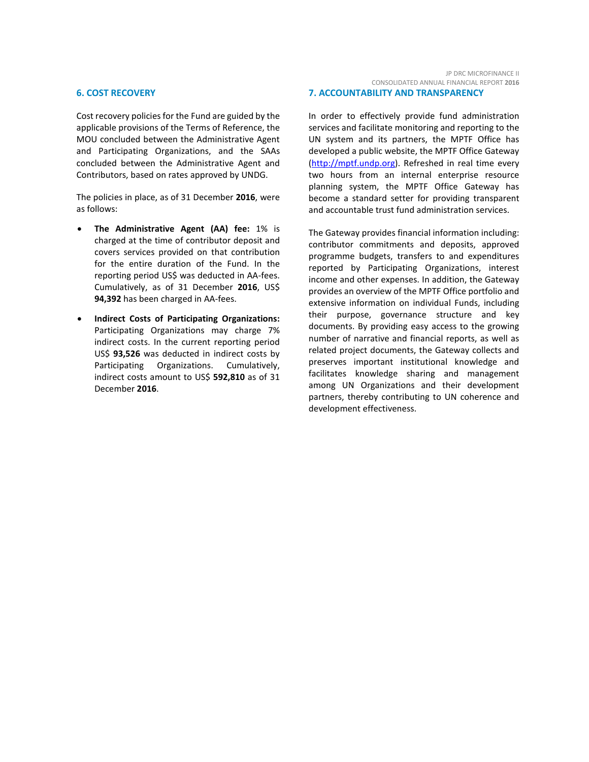## 6. COST RECOVERY

Cost recovery policies for the Fund are guided by the applicable provisions of the Terms of Reference, the MOU concluded between the Administrative Agent and Participating Organizations, and the SAAs concluded between the Administrative Agent and Contributors, based on rates approved by UNDG.

The policies in place, as of 31 December **2016**, were as follows:

- **The Administrative Agent (AA) fee:** 1% is charged at the time of contributor deposit and covers services provided on that contribution for the entire duration of the Fund. In the reporting period US$ was deducted in AA-fees. Cumulatively, as of 31 December **2016**, US$ **94,392** has been charged in AA-fees.
- **Indirect Costs of Participating Organizations:** Participating Organizations may charge 7% indirect costs. In the current reporting period US$ **93,526** was deducted in indirect costs by Participating Organizations. Cumulatively, indirect costs amount to US$ **592,810** as of 31 December **2016**.

## 7. ACCOUNTABILITY AND TRANSPARENCY

In order to effectively provide fund administration services and facilitate monitoring and reporting to the UN system and its partners, the MPTF Office has developed a public website, the MPTF Office Gateway (http://mptf.undp.org). Refreshed in real time every two hours from an internal enterprise resource planning system, the MPTF Office Gateway has become a standard setter for providing transparent and accountable trust fund administration services.

The Gateway provides financial information including: contributor commitments and deposits, approved programme budgets, transfers to and expenditures reported by Participating Organizations, interest income and other expenses. In addition, the Gateway provides an overview of the MPTF Office portfolio and extensive information on individual Funds, including their purpose, governance structure and key documents. By providing easy access to the growing number of narrative and financial reports, as well as related project documents, the Gateway collects and preserves important institutional knowledge and facilitates knowledge sharing and management among UN Organizations and their development partners, thereby contributing to UN coherence and development effectiveness.